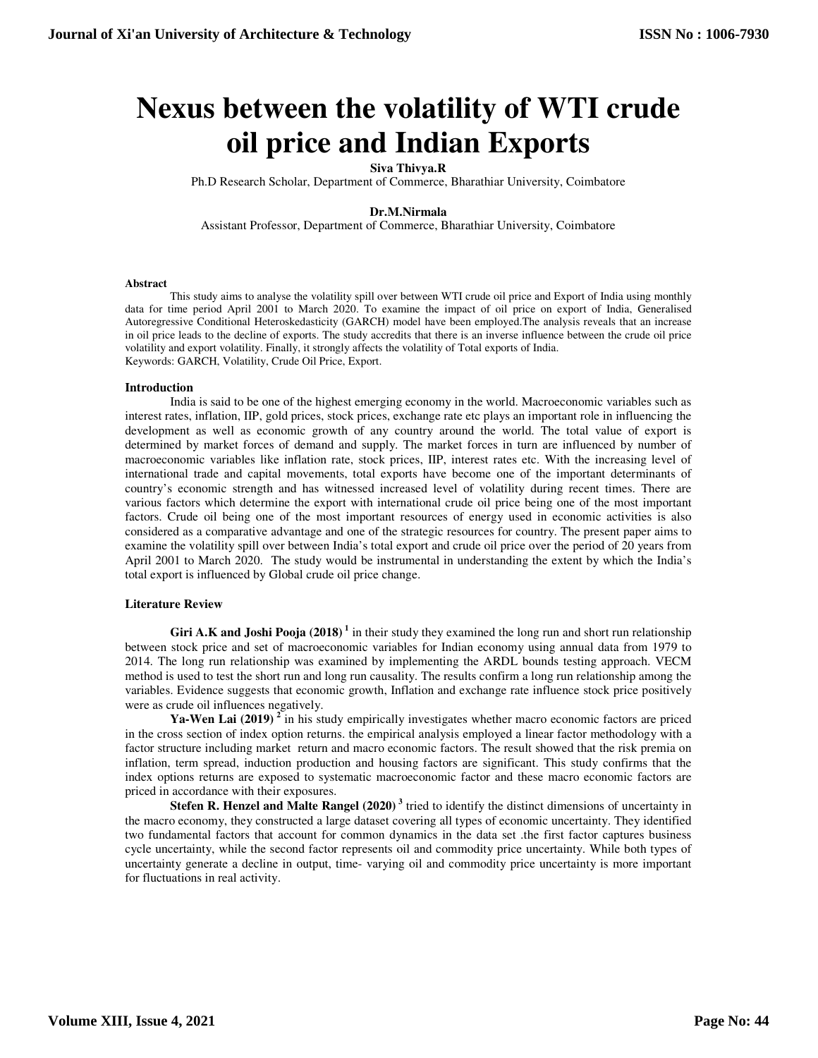# Nexus between the volatility of WTI crude oil price and Indian Exports

**Siva Thivya.R**

Ph.D Research Scholar, Department of Commerce, Bharathiar University, Coimbatore

**Dr.M.Nirmala**

Assistant Professor, Department of Commerce, Bharathiar University, Coimbatore

#### Abstract

This study aims to analyse the volatility spill over between WTI crude oil price and Export of India using monthly data for time period April 2001 to March 2020. To examine the impact of oil price on export of India, Generalised Autoregressive Conditional Heteroskedasticity (GARCH) model have been employed.The analysis reveals that an increase in oil price leads to the decline of exports. The study accredits that there is an inverse influence between the crude oil price volatility and export volatility. Finally, it strongly affects the volatility of Total exports of India.

Keywords: GARCH, Volatility, Crude Oil Price, Export.

#### Introduction

India is said to be one of the highest emerging economy in the world. Macroeconomic variables such as interest rates, inflation, IIP, gold prices, stock prices, exchange rate etc plays an important role in influencing the development as well as economic growth of any country around the world. The total value of export is determined by market forces of demand and supply. The market forces in turn are influenced by number of macroeconomic variables like inflation rate, stock prices, IIP, interest rates etc. With the increasing level of international trade and capital movements, total exports have become one of the important determinants of country's economic strength and has witnessed increased level of volatility during recent times. There are various factors which determine the export with international crude oil price being one of the most important factors. Crude oil being one of the most important resources of energy used in economic activities is also considered as a comparative advantage and one of the strategic resources for country. The present paper aims to examine the volatility spill over between India's total export and crude oil price over the period of 20 years from April 2001 to March 2020. The study would be instrumental in understanding the extent by which the India's total export is influenced by Global crude oil price change.

#### Literature Review

**Giri A.K and Joshi Pooja (2018)** [1] in their study they examined the long run and short run relationship between stock price and set of macroeconomic variables for Indian economy using annual data from 1979 to 2014. The long run relationship was examined by implementing the ARDL bounds testing approach. VECM method is used to test the short run and long run causality. The results confirm a long run relationship among the variables. Evidence suggests that economic growth, Inflation and exchange rate influence stock price positively were as crude oil influences negatively.

**Ya-Wen Lai (2019)** [2] in his study empirically investigates whether macro economic factors are priced in the cross section of index option returns. the empirical analysis employed a linear factor methodology with a factor structure including market return and macro economic factors. The result showed that the risk premia on inflation, term spread, induction production and housing factors are significant. This study confirms that the index options returns are exposed to systematic macroeconomic factor and these macro economic factors are priced in accordance with their exposures.

**Stefen R. Henzel and Malte Rangel (2020)** [3] tried to identify the distinct dimensions of uncertainty in the macro economy, they constructed a large dataset covering all types of economic uncertainty. They identified two fundamental factors that account for common dynamics in the data set .the first factor captures business cycle uncertainty, while the second factor represents oil and commodity price uncertainty. While both types of uncertainty generate a decline in output, time- varying oil and commodity price uncertainty is more important for fluctuations in real activity.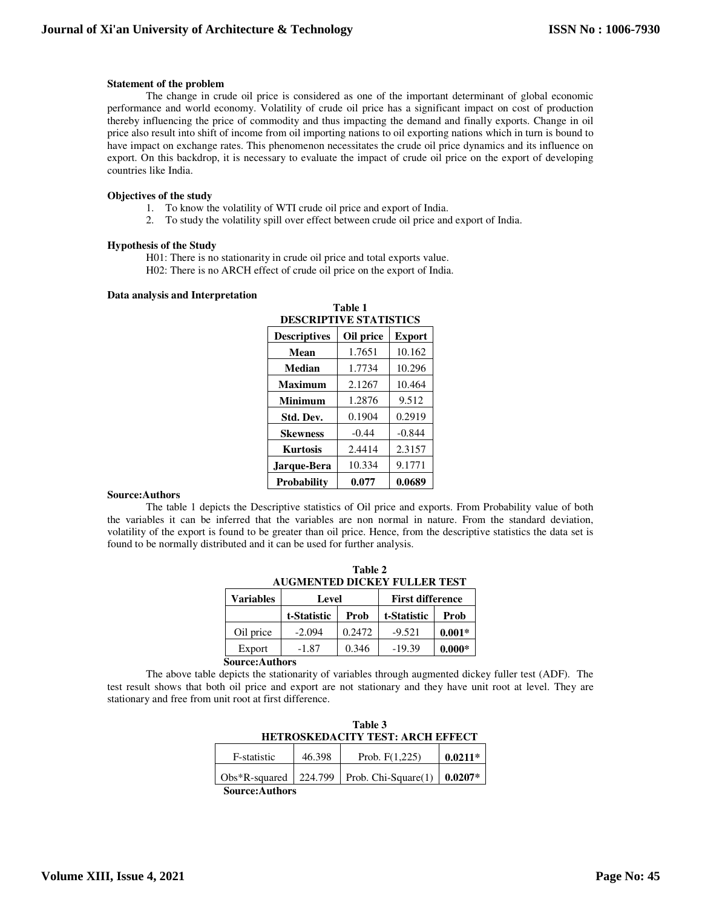### Statement of the problem

The change in crude oil price is considered as one of the important determinant of global economic performance and world economy. Volatility of crude oil price has a significant impact on cost of production thereby influencing the price of commodity and thus impacting the demand and finally exports. Change in oil price also result into shift of income from oil importing nations to oil exporting nations which in turn is bound to have impact on exchange rates. This phenomenon necessitates the crude oil price dynamics and its influence on export. On this backdrop, it is necessary to evaluate the impact of crude oil price on the export of developing countries like India.

### Objectives of the study

1. To know the volatility of WTI crude oil price and export of India.
2. To study the volatility spill over effect between crude oil price and export of India.

### Hypothesis of the Study

H01: There is no stationarity in crude oil price and total exports value.
H02: There is no ARCH effect of crude oil price on the export of India.

### Data analysis and Interpretation

**Table 1**
**DESCRIPTIVE STATISTICS**

| Descriptives | Oil price | Export |
|---|---|---|
| **Mean** | 1.7651 | 10.162 |
| **Median** | 1.7734 | 10.296 |
| **Maximum** | 2.1267 | 10.464 |
| **Minimum** | 1.2876 | 9.512 |
| **Std. Dev.** | 0.1904 | 0.2919 |
| **Skewness** | -0.44 | -0.844 |
| **Kurtosis** | 2.4414 | 2.3157 |
| **Jarque-Bera** | 10.334 | 9.1771 |
| **Probability** | **0.077** | **0.0689** |

**Source:Authors**

The table 1 depicts the Descriptive statistics of Oil price and exports. From Probability value of both the variables it can be inferred that the variables are non normal in nature. From the standard deviation, volatility of the export is found to be greater than oil price. Hence, from the descriptive statistics the data set is found to be normally distributed and it can be used for further analysis.

**Table 2**
**AUGMENTED DICKEY FULLER TEST**

| Variables | Level | | First difference | |
|---|---|---|---|---|
| | t-Statistic | Prob | t-Statistic | Prob |
| Oil price | -2.094 | 0.2472 | -9.521 | **0.001*** |
| Export | -1.87 | 0.346 | -19.39 | **0.000*** |

**Source:Authors**

The above table depicts the stationarity of variables through augmented dickey fuller test (ADF). The test result shows that both oil price and export are not stationary and they have unit root at level. They are stationary and free from unit root at first difference.

**Table 3**
**HETROSKEDACITY TEST: ARCH EFFECT**

| | | | |
|---|---|---|---|
| F-statistic | 46.398 | Prob. F(1,225) | **0.0211*** |
| Obs*R-squared | 224.799 | Prob. Chi-Square(1) | **0.0207*** |

**Source:Authors**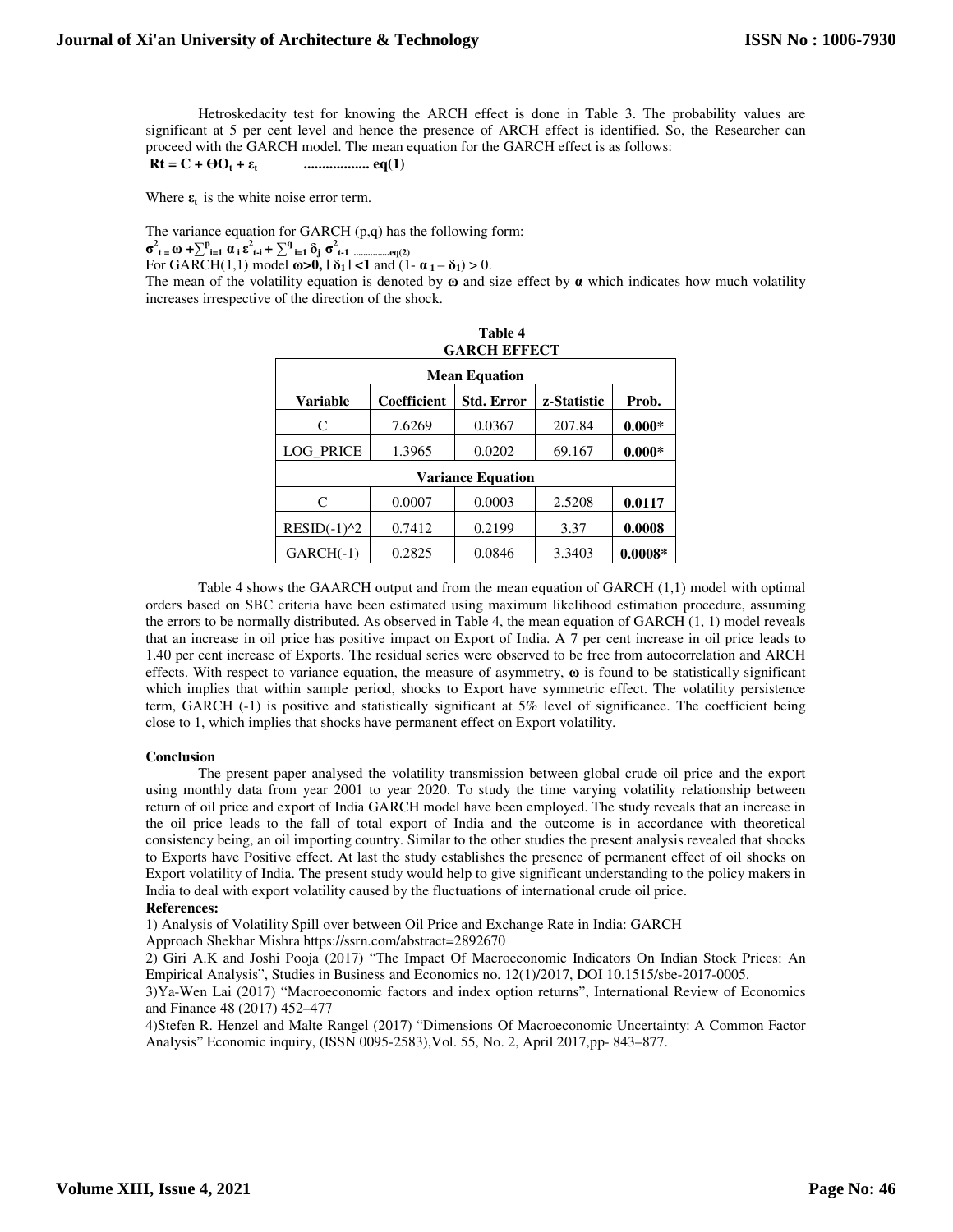Hetroskedacity test for knowing the ARCH effect is done in Table 3. The probability values are significant at 5 per cent level and hence the presence of ARCH effect is identified. So, the Researcher can proceed with the GARCH model. The mean equation for the GARCH effect is as follows:

**$R_t = C + \Theta O_t + \varepsilon_t$ .................. eq(1)**

Where $\varepsilon_t$ is the white noise error term.

The variance equation for GARCH (p,q) has the following form:

$\sigma^2_t = \omega + \sum^p_{i=1} \alpha_i \varepsilon^2_{t-i} + \sum^q_{i=1} \delta_j \sigma^2_{t-1}$ ..............eq(2)

For GARCH(1,1) model $\omega > 0$, $|\delta_1| < 1$ and $(1 - \alpha_1 - \delta_1) > 0$.

The mean of the volatility equation is denoted by $\omega$ and size effect by $\alpha$ which indicates how much volatility increases irrespective of the direction of the shock.

**Table 4**
**GARCH EFFECT**

| Variable | Coefficient | Std. Error | z-Statistic | Prob. |
|---|---|---|---|---|
| **Mean Equation** | | | | |
| C | 7.6269 | 0.0367 | 207.84 | **0.000*** |
| LOG_PRICE | 1.3965 | 0.0202 | 69.167 | **0.000*** |
| **Variance Equation** | | | | |
| C | 0.0007 | 0.0003 | 2.5208 | **0.0117** |
| RESID(-1)^2 | 0.7412 | 0.2199 | 3.37 | **0.0008** |
| GARCH(-1) | 0.2825 | 0.0846 | 3.3403 | **0.0008*** |

Table 4 shows the GAARCH output and from the mean equation of GARCH (1,1) model with optimal orders based on SBC criteria have been estimated using maximum likelihood estimation procedure, assuming the errors to be normally distributed. As observed in Table 4, the mean equation of GARCH (1, 1) model reveals that an increase in oil price has positive impact on Export of India. A 7 per cent increase in oil price leads to 1.40 per cent increase of Exports. The residual series were observed to be free from autocorrelation and ARCH effects. With respect to variance equation, the measure of asymmetry, $\omega$ is found to be statistically significant which implies that within sample period, shocks to Export have symmetric effect. The volatility persistence term, GARCH (-1) is positive and statistically significant at 5% level of significance. The coefficient being close to 1, which implies that shocks have permanent effect on Export volatility.

**Conclusion**

The present paper analysed the volatility transmission between global crude oil price and the export using monthly data from year 2001 to year 2020. To study the time varying volatility relationship between return of oil price and export of India GARCH model have been employed. The study reveals that an increase in the oil price leads to the fall of total export of India and the outcome is in accordance with theoretical consistency being, an oil importing country. Similar to the other studies the present analysis revealed that shocks to Exports have Positive effect. At last the study establishes the presence of permanent effect of oil shocks on Export volatility of India. The present study would help to give significant understanding to the policy makers in India to deal with export volatility caused by the fluctuations of international crude oil price.

**References:**

1) Analysis of Volatility Spill over between Oil Price and Exchange Rate in India: GARCH Approach Shekhar Mishra https://ssrn.com/abstract=2892670

2) Giri A.K and Joshi Pooja (2017) "The Impact Of Macroeconomic Indicators On Indian Stock Prices: An Empirical Analysis", Studies in Business and Economics no. 12(1)/2017, DOI 10.1515/sbe-2017-0005.

3)Ya-Wen Lai (2017) "Macroeconomic factors and index option returns", International Review of Economics and Finance 48 (2017) 452–477

4)Stefen R. Henzel and Malte Rangel (2017) "Dimensions Of Macroeconomic Uncertainty: A Common Factor Analysis" Economic inquiry, (ISSN 0095-2583),Vol. 55, No. 2, April 2017,pp- 843–877.